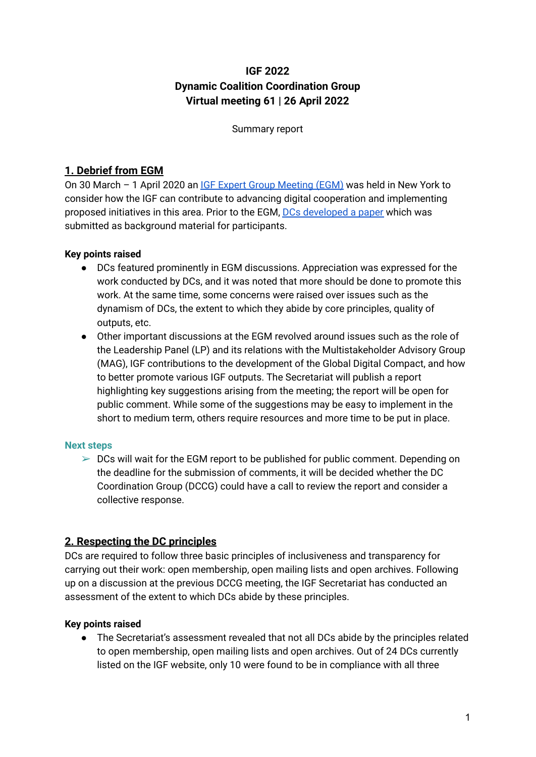**IGF 2022**
**Dynamic Coalition Coordination Group**
**Virtual meeting 61 | 26 April 2022**

Summary report

## 1. Debrief from EGM

On 30 March – 1 April 2020 an IGF Expert Group Meeting (EGM) was held in New York to consider how the IGF can contribute to advancing digital cooperation and implementing proposed initiatives in this area. Prior to the EGM, DCs developed a paper which was submitted as background material for participants.

**Key points raised**

- DCs featured prominently in EGM discussions. Appreciation was expressed for the work conducted by DCs, and it was noted that more should be done to promote this work. At the same time, some concerns were raised over issues such as the dynamism of DCs, the extent to which they abide by core principles, quality of outputs, etc.
- Other important discussions at the EGM revolved around issues such as the role of the Leadership Panel (LP) and its relations with the Multistakeholder Advisory Group (MAG), IGF contributions to the development of the Global Digital Compact, and how to better promote various IGF outputs. The Secretariat will publish a report highlighting key suggestions arising from the meeting; the report will be open for public comment. While some of the suggestions may be easy to implement in the short to medium term, others require resources and more time to be put in place.

**Next steps**

- ➢ DCs will wait for the EGM report to be published for public comment. Depending on the deadline for the submission of comments, it will be decided whether the DC Coordination Group (DCCG) could have a call to review the report and consider a collective response.

## 2. Respecting the DC principles

DCs are required to follow three basic principles of inclusiveness and transparency for carrying out their work: open membership, open mailing lists and open archives. Following up on a discussion at the previous DCCG meeting, the IGF Secretariat has conducted an assessment of the extent to which DCs abide by these principles.

**Key points raised**

- The Secretariat's assessment revealed that not all DCs abide by the principles related to open membership, open mailing lists and open archives. Out of 24 DCs currently listed on the IGF website, only 10 were found to be in compliance with all three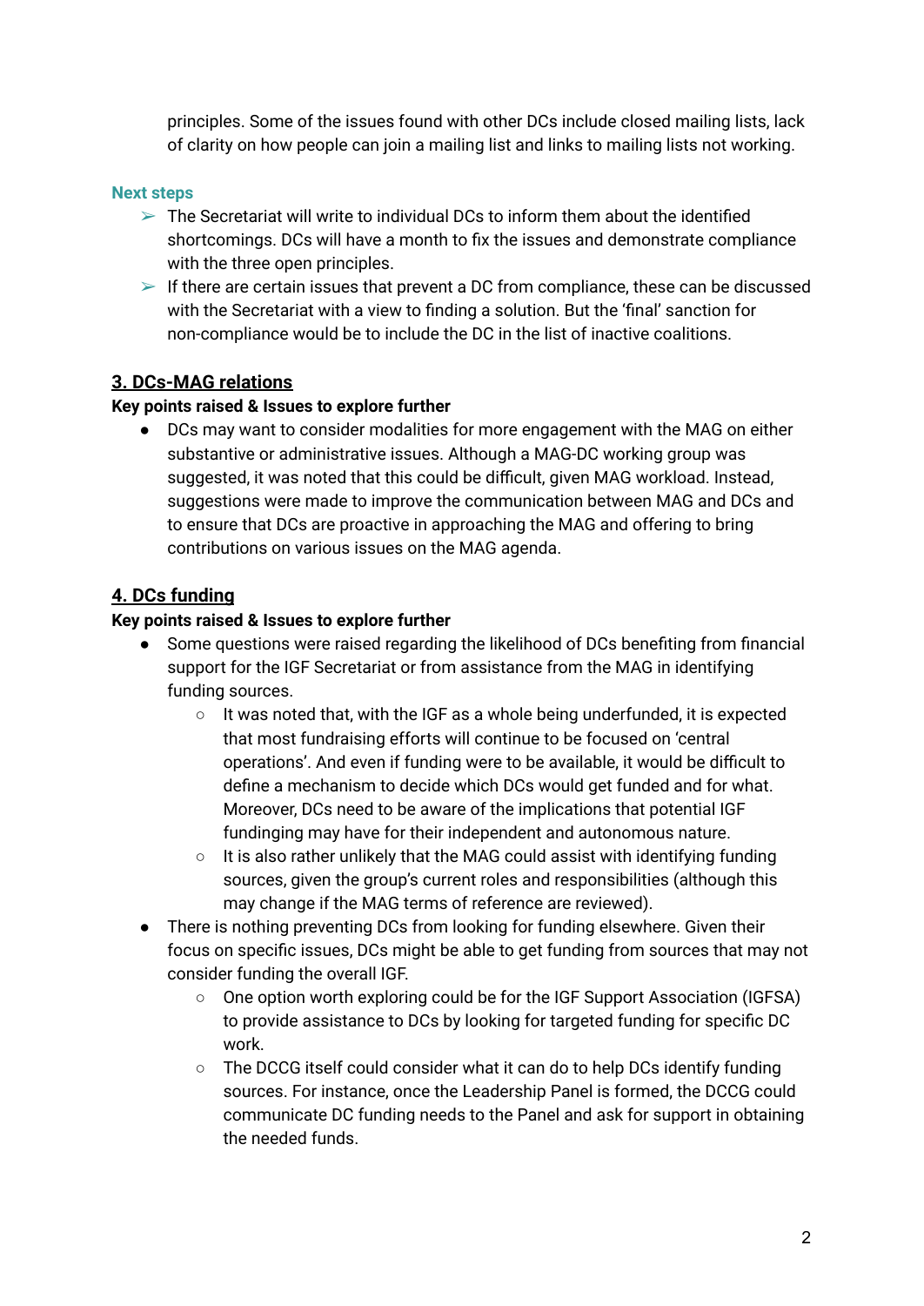principles. Some of the issues found with other DCs include closed mailing lists, lack of clarity on how people can join a mailing list and links to mailing lists not working.

**Next steps**

- ➢ The Secretariat will write to individual DCs to inform them about the identified shortcomings. DCs will have a month to fix the issues and demonstrate compliance with the three open principles.
- ➢ If there are certain issues that prevent a DC from compliance, these can be discussed with the Secretariat with a view to finding a solution. But the 'final' sanction for non-compliance would be to include the DC in the list of inactive coalitions.

## 3. DCs-MAG relations

**Key points raised & Issues to explore further**

- DCs may want to consider modalities for more engagement with the MAG on either substantive or administrative issues. Although a MAG-DC working group was suggested, it was noted that this could be difficult, given MAG workload. Instead, suggestions were made to improve the communication between MAG and DCs and to ensure that DCs are proactive in approaching the MAG and offering to bring contributions on various issues on the MAG agenda.

## 4. DCs funding

**Key points raised & Issues to explore further**

- Some questions were raised regarding the likelihood of DCs benefiting from financial support for the IGF Secretariat or from assistance from the MAG in identifying funding sources.
  - It was noted that, with the IGF as a whole being underfunded, it is expected that most fundraising efforts will continue to be focused on 'central operations'. And even if funding were to be available, it would be difficult to define a mechanism to decide which DCs would get funded and for what. Moreover, DCs need to be aware of the implications that potential IGF fundinging may have for their independent and autonomous nature.
  - It is also rather unlikely that the MAG could assist with identifying funding sources, given the group's current roles and responsibilities (although this may change if the MAG terms of reference are reviewed).
- There is nothing preventing DCs from looking for funding elsewhere. Given their focus on specific issues, DCs might be able to get funding from sources that may not consider funding the overall IGF.
  - One option worth exploring could be for the IGF Support Association (IGFSA) to provide assistance to DCs by looking for targeted funding for specific DC work.
  - The DCCG itself could consider what it can do to help DCs identify funding sources. For instance, once the Leadership Panel is formed, the DCCG could communicate DC funding needs to the Panel and ask for support in obtaining the needed funds.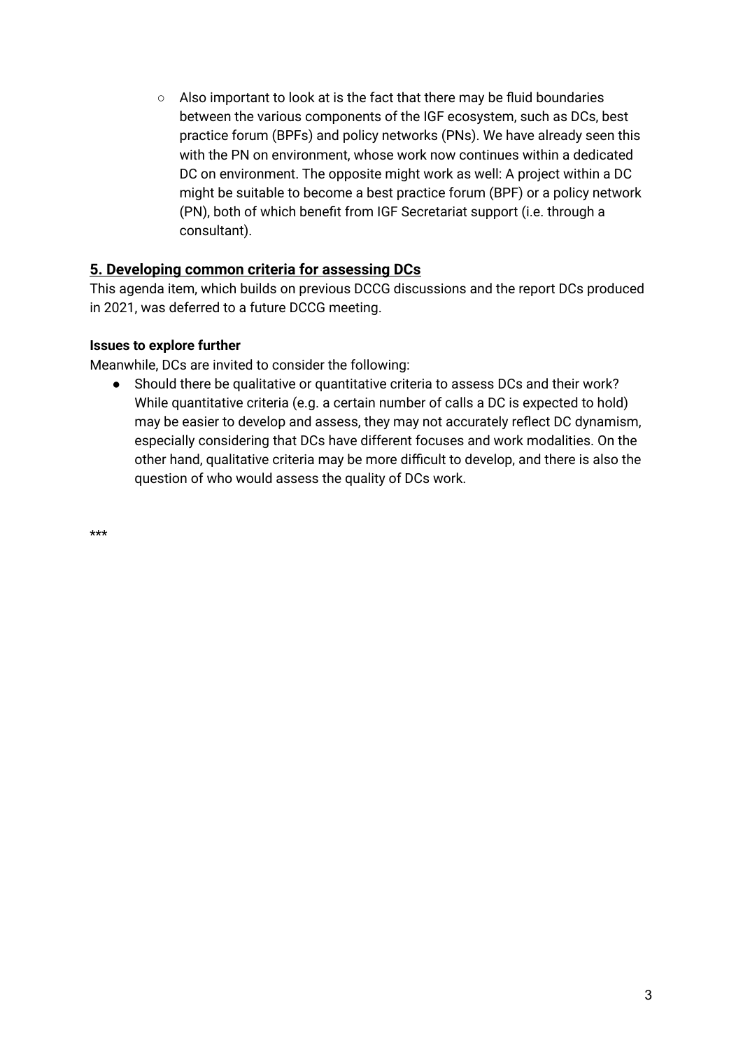- Also important to look at is the fact that there may be fluid boundaries between the various components of the IGF ecosystem, such as DCs, best practice forum (BPFs) and policy networks (PNs). We have already seen this with the PN on environment, whose work now continues within a dedicated DC on environment. The opposite might work as well: A project within a DC might be suitable to become a best practice forum (BPF) or a policy network (PN), both of which benefit from IGF Secretariat support (i.e. through a consultant).

## 5. Developing common criteria for assessing DCs

This agenda item, which builds on previous DCCG discussions and the report DCs produced in 2021, was deferred to a future DCCG meeting.

**Issues to explore further**

Meanwhile, DCs are invited to consider the following:

- Should there be qualitative or quantitative criteria to assess DCs and their work? While quantitative criteria (e.g. a certain number of calls a DC is expected to hold) may be easier to develop and assess, they may not accurately reflect DC dynamism, especially considering that DCs have different focuses and work modalities. On the other hand, qualitative criteria may be more difficult to develop, and there is also the question of who would assess the quality of DCs work.

***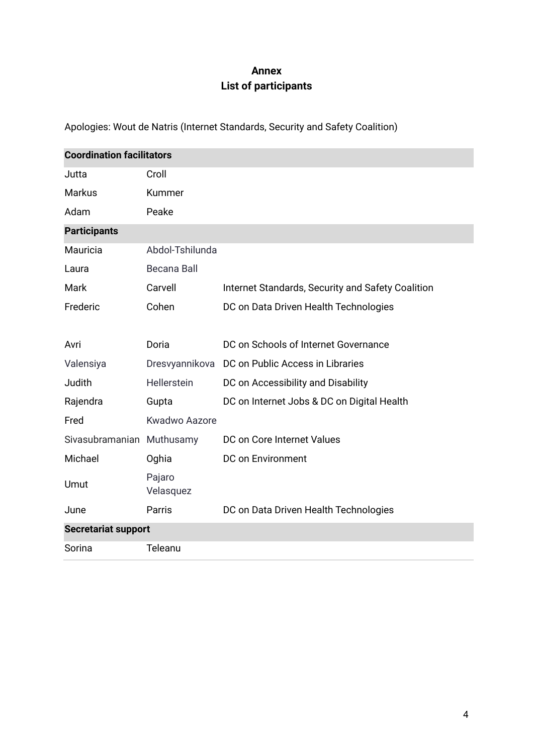# Annex
## List of participants

Apologies: Wout de Natris (Internet Standards, Security and Safety Coalition)

| | | |
|---|---|---|
| **Coordination facilitators** | | |
| Jutta | Croll | |
| Markus | Kummer | |
| Adam | Peake | |
| **Participants** | | |
| Mauricia | Abdol-Tshilunda | |
| Laura | Becana Ball | |
| Mark | Carvell | Internet Standards, Security and Safety Coalition |
| Frederic | Cohen | DC on Data Driven Health Technologies |
| | | |
| Avri | Doria | DC on Schools of Internet Governance |
| Valensiya | Dresvyannikova | DC on Public Access in Libraries |
| Judith | Hellerstein | DC on Accessibility and Disability |
| Rajendra | Gupta | DC on Internet Jobs & DC on Digital Health |
| Fred | Kwadwo Aazore | |
| Sivasubramanian | Muthusamy | DC on Core Internet Values |
| Michael | Oghia | DC on Environment |
| Umut | Pajaro Velasquez | |
| June | Parris | DC on Data Driven Health Technologies |
| **Secretariat support** | | |
| Sorina | Teleanu | |